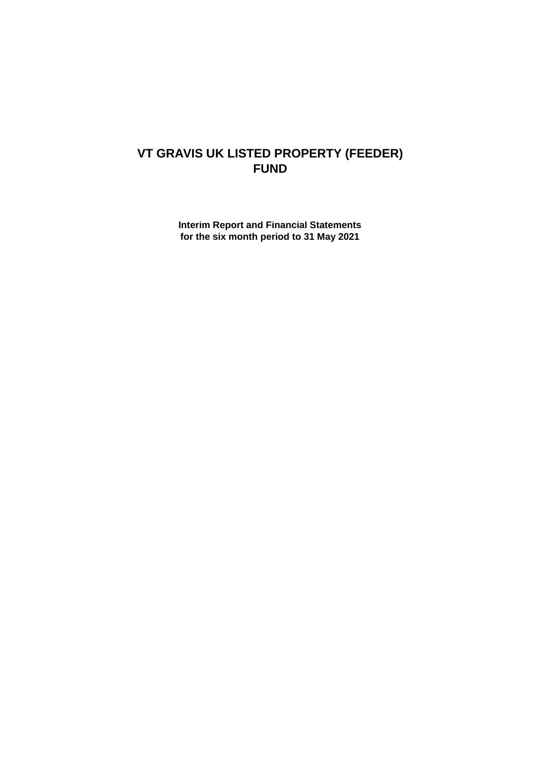# VT GRAVIS UK LISTED PROPERTY (FEEDER) FUND

**Interim Report and Financial Statements**
**for the six month period to 31 May 2021**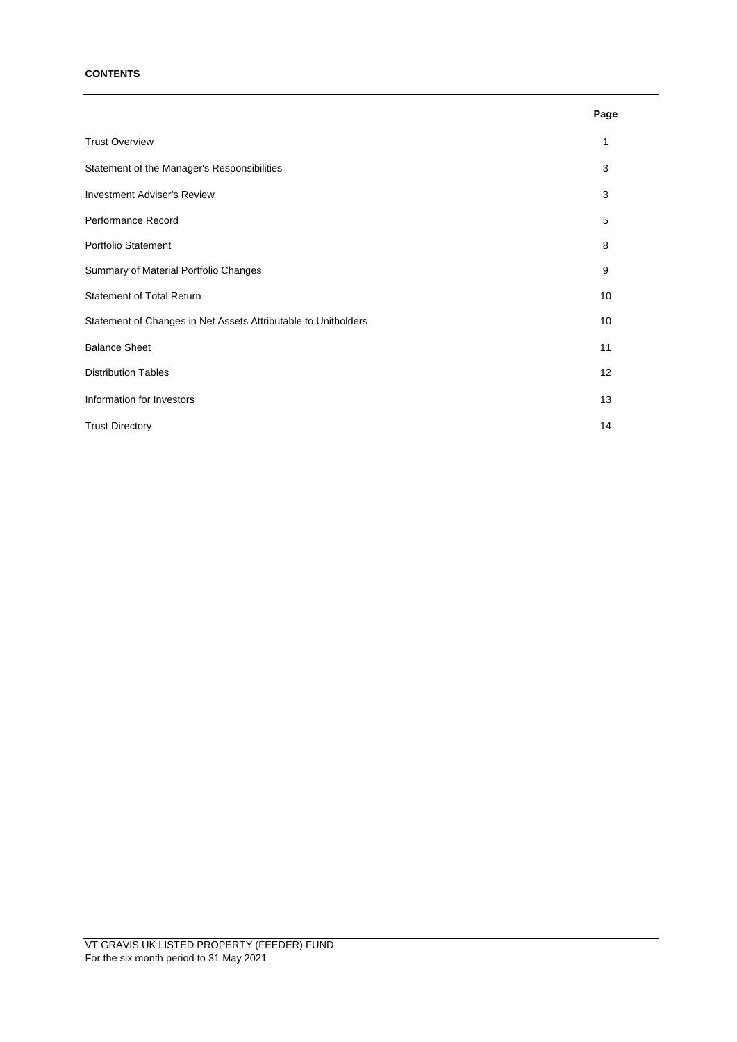**CONTENTS**

| | Page |
|---|---|
| Trust Overview | 1 |
| Statement of the Manager's Responsibilities | 3 |
| Investment Adviser's Review | 3 |
| Performance Record | 5 |
| Portfolio Statement | 8 |
| Summary of Material Portfolio Changes | 9 |
| Statement of Total Return | 10 |
| Statement of Changes in Net Assets Attributable to Unitholders | 10 |
| Balance Sheet | 11 |
| Distribution Tables | 12 |
| Information for Investors | 13 |
| Trust Directory | 14 |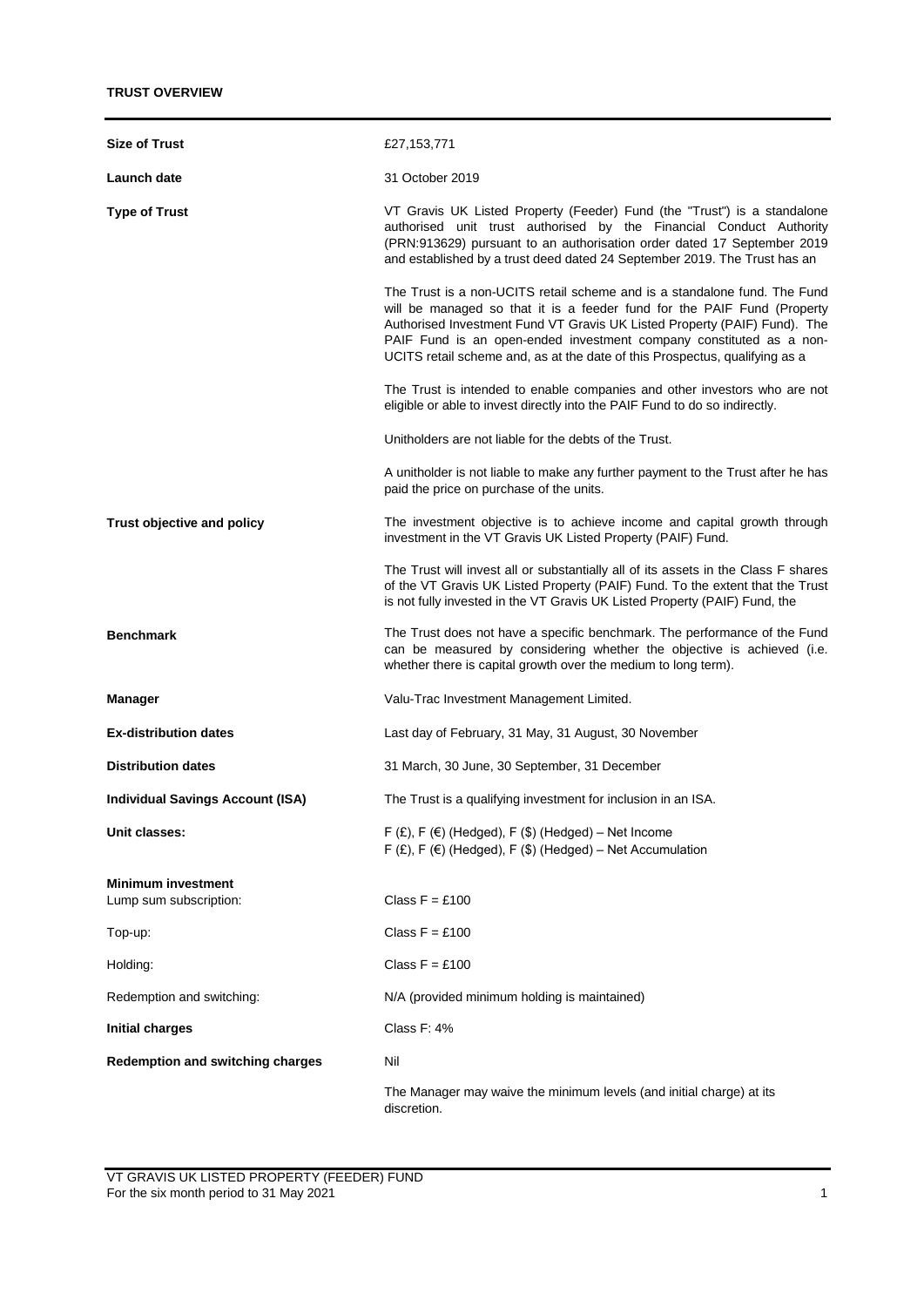**TRUST OVERVIEW**

| | |
|---|---|
| **Size of Trust** | £27,153,771 |
| **Launch date** | 31 October 2019 |
| **Type of Trust** | VT Gravis UK Listed Property (Feeder) Fund (the "Trust") is a standalone authorised unit trust authorised by the Financial Conduct Authority (PRN:913629) pursuant to an authorisation order dated 17 September 2019 and established by a trust deed dated 24 September 2019. The Trust has an<br><br>The Trust is a non-UCITS retail scheme and is a standalone fund. The Fund will be managed so that it is a feeder fund for the PAIF Fund (Property Authorised Investment Fund VT Gravis UK Listed Property (PAIF) Fund). The PAIF Fund is an open-ended investment company constituted as a non-UCITS retail scheme and, as at the date of this Prospectus, qualifying as a<br><br>The Trust is intended to enable companies and other investors who are not eligible or able to invest directly into the PAIF Fund to do so indirectly.<br><br>Unitholders are not liable for the debts of the Trust.<br><br>A unitholder is not liable to make any further payment to the Trust after he has paid the price on purchase of the units. |
| **Trust objective and policy** | The investment objective is to achieve income and capital growth through investment in the VT Gravis UK Listed Property (PAIF) Fund.<br><br>The Trust will invest all or substantially all of its assets in the Class F shares of the VT Gravis UK Listed Property (PAIF) Fund. To the extent that the Trust is not fully invested in the VT Gravis UK Listed Property (PAIF) Fund, the |
| **Benchmark** | The Trust does not have a specific benchmark. The performance of the Fund can be measured by considering whether the objective is achieved (i.e. whether there is capital growth over the medium to long term). |
| **Manager** | Valu-Trac Investment Management Limited. |
| **Ex-distribution dates** | Last day of February, 31 May, 31 August, 30 November |
| **Distribution dates** | 31 March, 30 June, 30 September, 31 December |
| **Individual Savings Account (ISA)** | The Trust is a qualifying investment for inclusion in an ISA. |
| **Unit classes:** | F (£), F (€) (Hedged), F ($) (Hedged) – Net Income<br>F (£), F (€) (Hedged), F ($) (Hedged) – Net Accumulation |
| **Minimum investment** | |
| Lump sum subscription: | Class F = £100 |
| Top-up: | Class F = £100 |
| Holding: | Class F = £100 |
| Redemption and switching: | N/A (provided minimum holding is maintained) |
| **Initial charges** | Class F: 4% |
| **Redemption and switching charges** | Nil |
| | The Manager may waive the minimum levels (and initial charge) at its discretion. |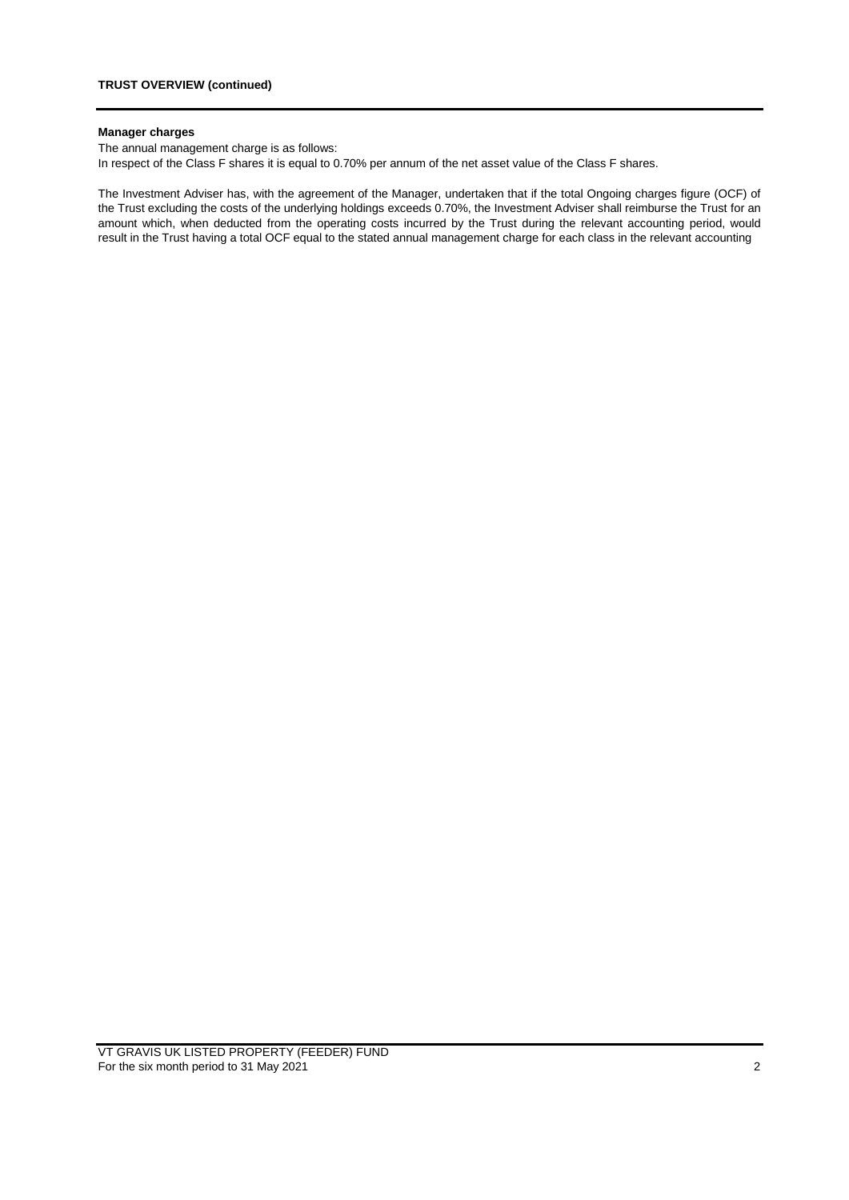**Manager charges**

The annual management charge is as follows:

In respect of the Class F shares it is equal to 0.70% per annum of the net asset value of the Class F shares.

The Investment Adviser has, with the agreement of the Manager, undertaken that if the total Ongoing charges figure (OCF) of the Trust excluding the costs of the underlying holdings exceeds 0.70%, the Investment Adviser shall reimburse the Trust for an amount which, when deducted from the operating costs incurred by the Trust during the relevant accounting period, would result in the Trust having a total OCF equal to the stated annual management charge for each class in the relevant accounting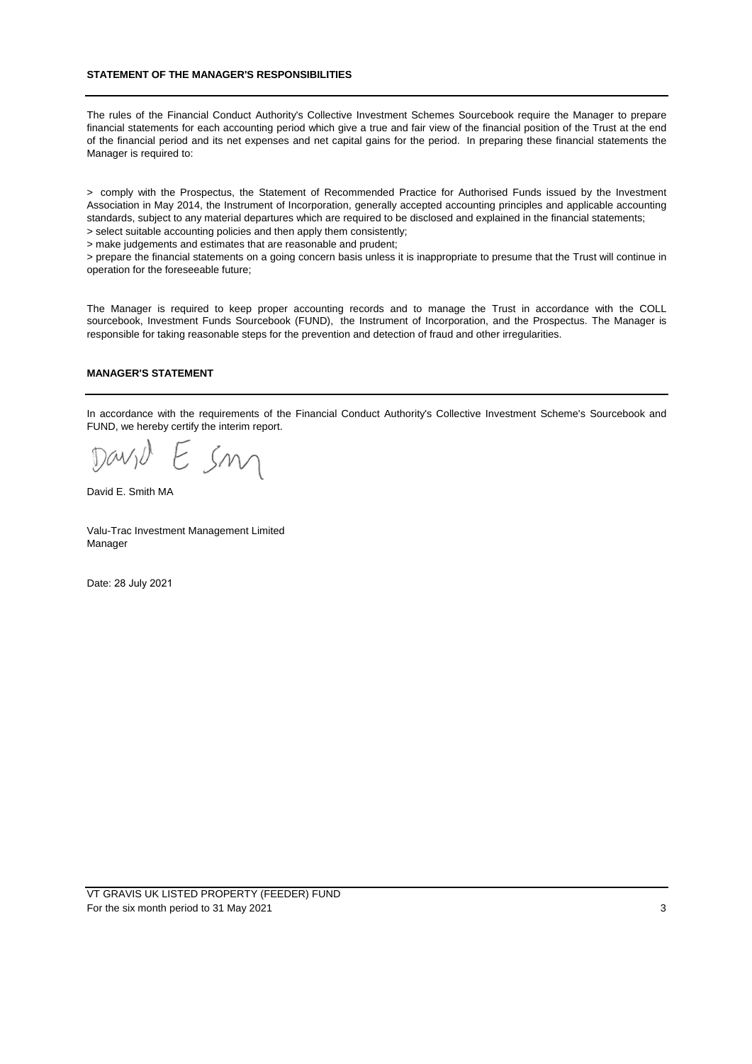## STATEMENT OF THE MANAGER'S RESPONSIBILITIES

The rules of the Financial Conduct Authority's Collective Investment Schemes Sourcebook require the Manager to prepare financial statements for each accounting period which give a true and fair view of the financial position of the Trust at the end of the financial period and its net expenses and net capital gains for the period. In preparing these financial statements the Manager is required to:

> comply with the Prospectus, the Statement of Recommended Practice for Authorised Funds issued by the Investment Association in May 2014, the Instrument of Incorporation, generally accepted accounting principles and applicable accounting standards, subject to any material departures which are required to be disclosed and explained in the financial statements;
> select suitable accounting policies and then apply them consistently;
> make judgements and estimates that are reasonable and prudent;
> prepare the financial statements on a going concern basis unless it is inappropriate to presume that the Trust will continue in operation for the foreseeable future;

The Manager is required to keep proper accounting records and to manage the Trust in accordance with the COLL sourcebook, Investment Funds Sourcebook (FUND), the Instrument of Incorporation, and the Prospectus. The Manager is responsible for taking reasonable steps for the prevention and detection of fraud and other irregularities.

## MANAGER'S STATEMENT

In accordance with the requirements of the Financial Conduct Authority's Collective Investment Scheme's Sourcebook and FUND, we hereby certify the interim report.

David E. Smith MA

Valu-Trac Investment Management Limited
Manager

Date: 28 July 2021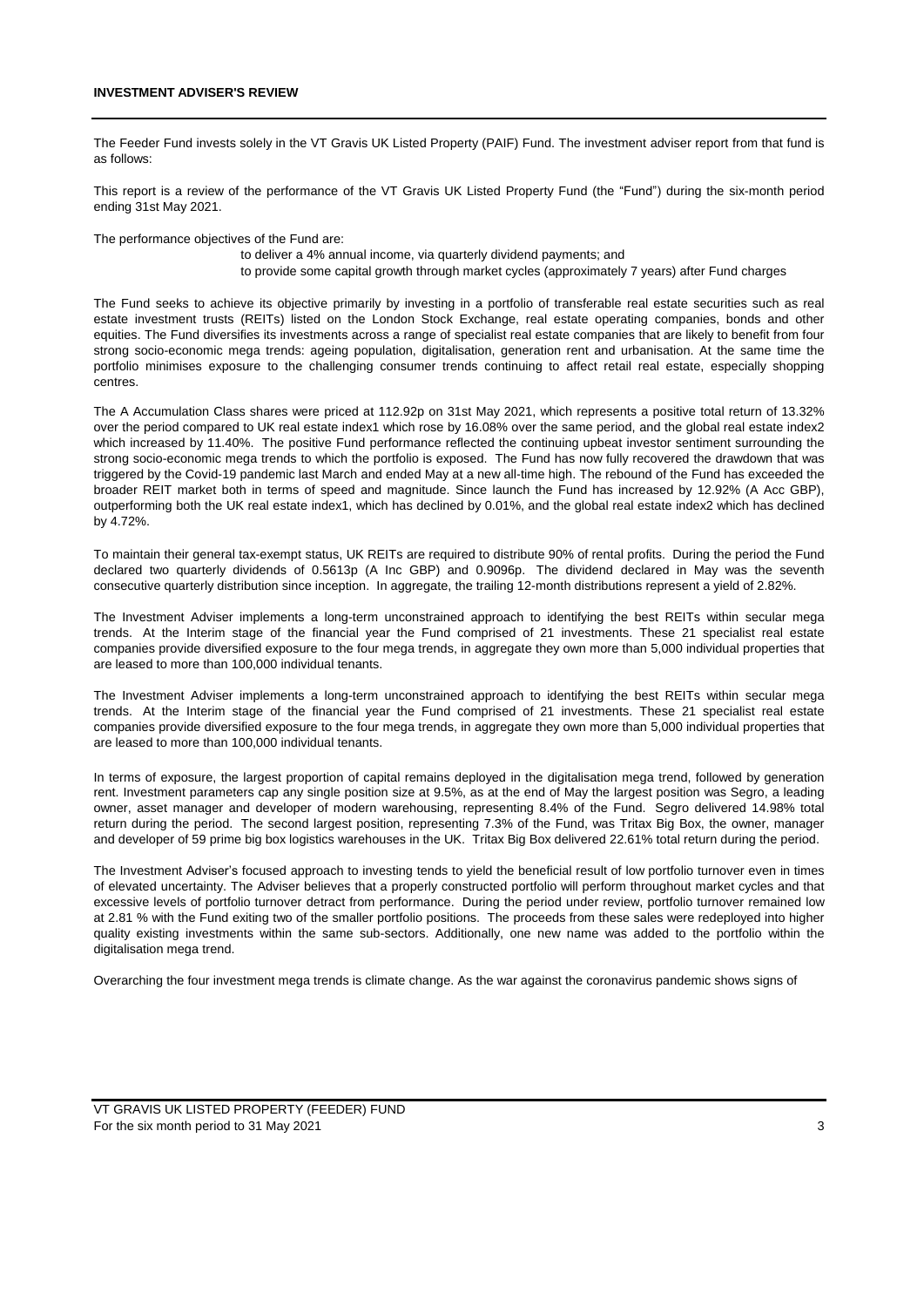## INVESTMENT ADVISER'S REVIEW

The Feeder Fund invests solely in the VT Gravis UK Listed Property (PAIF) Fund. The investment adviser report from that fund is as follows:

This report is a review of the performance of the VT Gravis UK Listed Property Fund (the "Fund") during the six-month period ending 31st May 2021.

The performance objectives of the Fund are:

- to deliver a 4% annual income, via quarterly dividend payments; and
- to provide some capital growth through market cycles (approximately 7 years) after Fund charges

The Fund seeks to achieve its objective primarily by investing in a portfolio of transferable real estate securities such as real estate investment trusts (REITs) listed on the London Stock Exchange, real estate operating companies, bonds and other equities. The Fund diversifies its investments across a range of specialist real estate companies that are likely to benefit from four strong socio-economic mega trends: ageing population, digitalisation, generation rent and urbanisation. At the same time the portfolio minimises exposure to the challenging consumer trends continuing to affect retail real estate, especially shopping centres.

The A Accumulation Class shares were priced at 112.92p on 31st May 2021, which represents a positive total return of 13.32% over the period compared to UK real estate index1 which rose by 16.08% over the same period, and the global real estate index2 which increased by 11.40%. The positive Fund performance reflected the continuing upbeat investor sentiment surrounding the strong socio-economic mega trends to which the portfolio is exposed. The Fund has now fully recovered the drawdown that was triggered by the Covid-19 pandemic last March and ended May at a new all-time high. The rebound of the Fund has exceeded the broader REIT market both in terms of speed and magnitude. Since launch the Fund has increased by 12.92% (A Acc GBP), outperforming both the UK real estate index1, which has declined by 0.01%, and the global real estate index2 which has declined by 4.72%.

To maintain their general tax-exempt status, UK REITs are required to distribute 90% of rental profits. During the period the Fund declared two quarterly dividends of 0.5613p (A Inc GBP) and 0.9096p. The dividend declared in May was the seventh consecutive quarterly distribution since inception. In aggregate, the trailing 12-month distributions represent a yield of 2.82%.

The Investment Adviser implements a long-term unconstrained approach to identifying the best REITs within secular mega trends. At the Interim stage of the financial year the Fund comprised of 21 investments. These 21 specialist real estate companies provide diversified exposure to the four mega trends, in aggregate they own more than 5,000 individual properties that are leased to more than 100,000 individual tenants.

The Investment Adviser implements a long-term unconstrained approach to identifying the best REITs within secular mega trends. At the Interim stage of the financial year the Fund comprised of 21 investments. These 21 specialist real estate companies provide diversified exposure to the four mega trends, in aggregate they own more than 5,000 individual properties that are leased to more than 100,000 individual tenants.

In terms of exposure, the largest proportion of capital remains deployed in the digitalisation mega trend, followed by generation rent. Investment parameters cap any single position size at 9.5%, as at the end of May the largest position was Segro, a leading owner, asset manager and developer of modern warehousing, representing 8.4% of the Fund. Segro delivered 14.98% total return during the period. The second largest position, representing 7.3% of the Fund, was Tritax Big Box, the owner, manager and developer of 59 prime big box logistics warehouses in the UK. Tritax Big Box delivered 22.61% total return during the period.

The Investment Adviser's focused approach to investing tends to yield the beneficial result of low portfolio turnover even in times of elevated uncertainty. The Adviser believes that a properly constructed portfolio will perform throughout market cycles and that excessive levels of portfolio turnover detract from performance. During the period under review, portfolio turnover remained low at 2.81 % with the Fund exiting two of the smaller portfolio positions. The proceeds from these sales were redeployed into higher quality existing investments within the same sub-sectors. Additionally, one new name was added to the portfolio within the digitalisation mega trend.

Overarching the four investment mega trends is climate change. As the war against the coronavirus pandemic shows signs of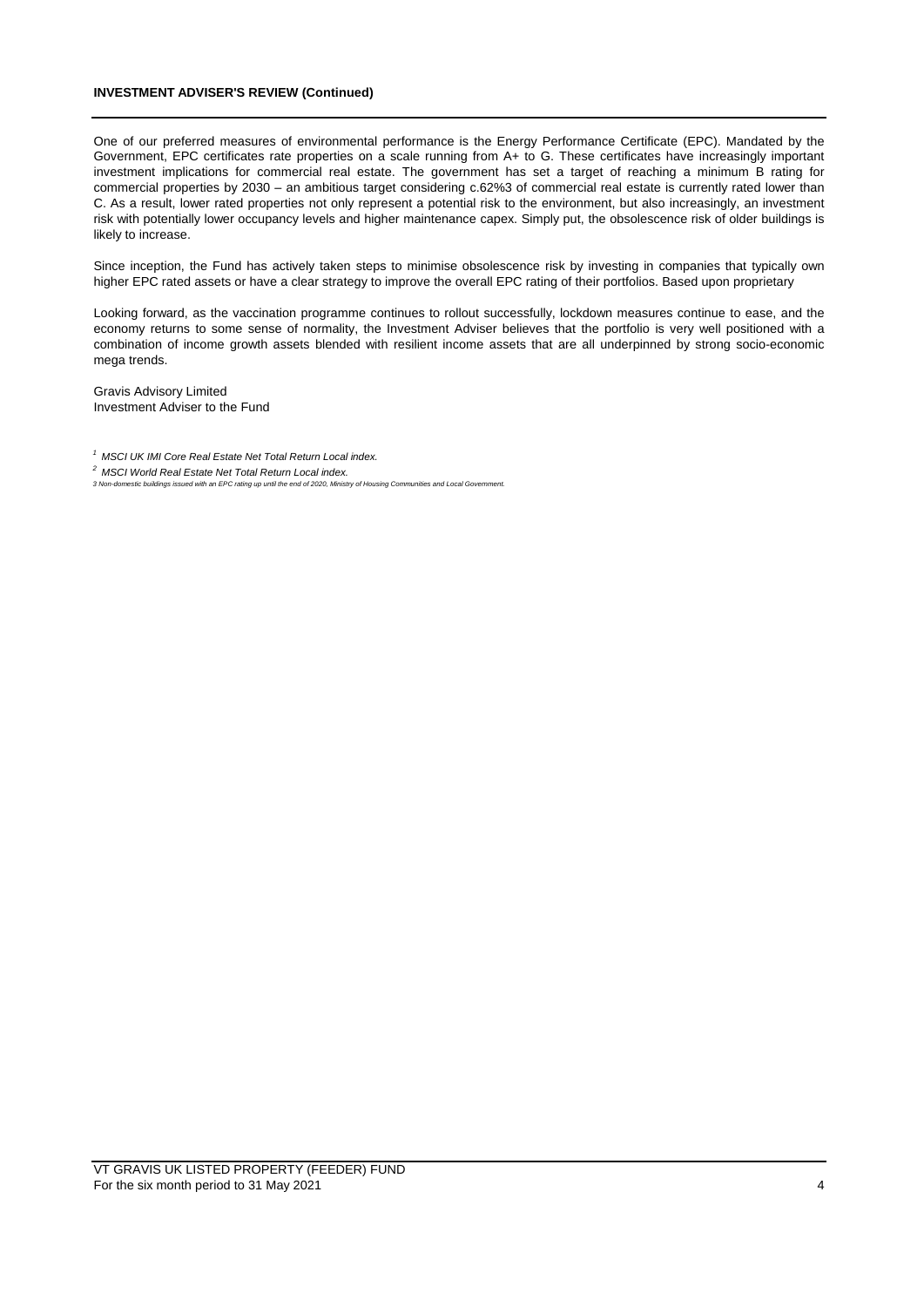**INVESTMENT ADVISER'S REVIEW (Continued)**

One of our preferred measures of environmental performance is the Energy Performance Certificate (EPC). Mandated by the Government, EPC certificates rate properties on a scale running from A+ to G. These certificates have increasingly important investment implications for commercial real estate. The government has set a target of reaching a minimum B rating for commercial properties by 2030 – an ambitious target considering c.62%3 of commercial real estate is currently rated lower than C. As a result, lower rated properties not only represent a potential risk to the environment, but also increasingly, an investment risk with potentially lower occupancy levels and higher maintenance capex. Simply put, the obsolescence risk of older buildings is likely to increase.

Since inception, the Fund has actively taken steps to minimise obsolescence risk by investing in companies that typically own higher EPC rated assets or have a clear strategy to improve the overall EPC rating of their portfolios. Based upon proprietary

Looking forward, as the vaccination programme continues to rollout successfully, lockdown measures continue to ease, and the economy returns to some sense of normality, the Investment Adviser believes that the portfolio is very well positioned with a combination of income growth assets blended with resilient income assets that are all underpinned by strong socio-economic mega trends.

Gravis Advisory Limited
Investment Adviser to the Fund

[1] *MSCI UK IMI Core Real Estate Net Total Return Local index.*

[2] *MSCI World Real Estate Net Total Return Local index.*

*3 Non-domestic buildings issued with an EPC rating up until the end of 2020, Ministry of Housing Communities and Local Government.*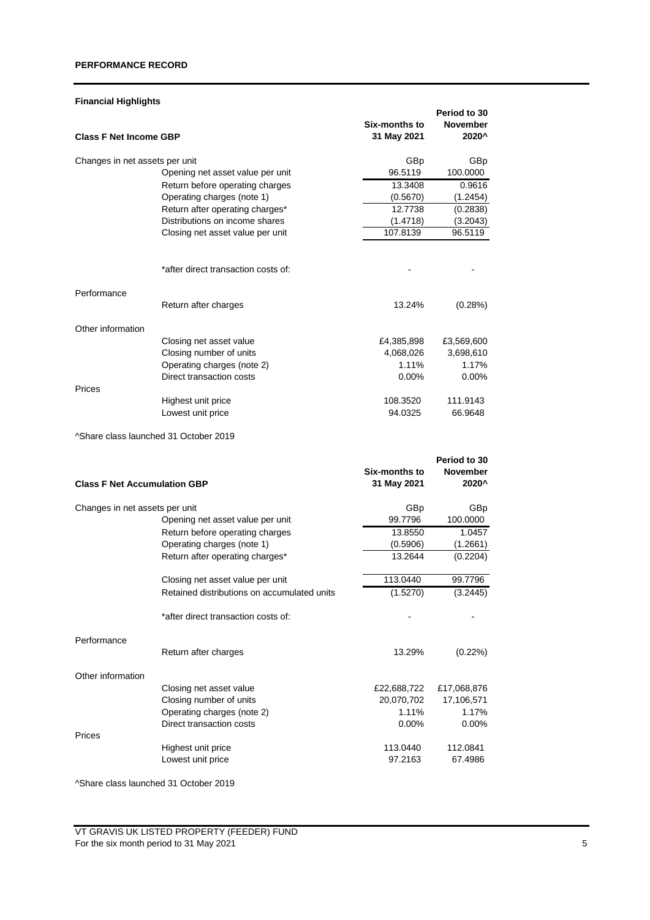## PERFORMANCE RECORD

### Financial Highlights

| Class F Net Income GBP | | Six-months to 31 May 2021 | Period to 30 November 2020^ |
|---|---|---|---|
| Changes in net assets per unit | | GBp | GBp |
| | Opening net asset value per unit | 96.5119 | 100.0000 |
| | Return before operating charges | 13.3408 | 0.9616 |
| | Operating charges (note 1) | (0.5670) | (1.2454) |
| | Return after operating charges* | 12.7738 | (0.2838) |
| | Distributions on income shares | (1.4718) | (3.2043) |
| | Closing net asset value per unit | 107.8139 | 96.5119 |
| | *after direct transaction costs of: | - | - |
| Performance | | | |
| | Return after charges | 13.24% | (0.28%) |
| Other information | | | |
| | Closing net asset value | £4,385,898 | £3,569,600 |
| | Closing number of units | 4,068,026 | 3,698,610 |
| | Operating charges (note 2) | 1.11% | 1.17% |
| | Direct transaction costs | 0.00% | 0.00% |
| Prices | | | |
| | Highest unit price | 108.3520 | 111.9143 |
| | Lowest unit price | 94.0325 | 66.9648 |

^Share class launched 31 October 2019

| Class F Net Accumulation GBP | | Six-months to 31 May 2021 | Period to 30 November 2020^ |
|---|---|---|---|
| Changes in net assets per unit | | GBp | GBp |
| | Opening net asset value per unit | 99.7796 | 100.0000 |
| | Return before operating charges | 13.8550 | 1.0457 |
| | Operating charges (note 1) | (0.5906) | (1.2661) |
| | Return after operating charges* | 13.2644 | (0.2204) |
| | Closing net asset value per unit | 113.0440 | 99.7796 |
| | Retained distributions on accumulated units | (1.5270) | (3.2445) |
| | *after direct transaction costs of: | - | - |
| Performance | | | |
| | Return after charges | 13.29% | (0.22%) |
| Other information | | | |
| | Closing net asset value | £22,688,722 | £17,068,876 |
| | Closing number of units | 20,070,702 | 17,106,571 |
| | Operating charges (note 2) | 1.11% | 1.17% |
| | Direct transaction costs | 0.00% | 0.00% |
| Prices | | | |
| | Highest unit price | 113.0440 | 112.0841 |
| | Lowest unit price | 97.2163 | 67.4986 |

^Share class launched 31 October 2019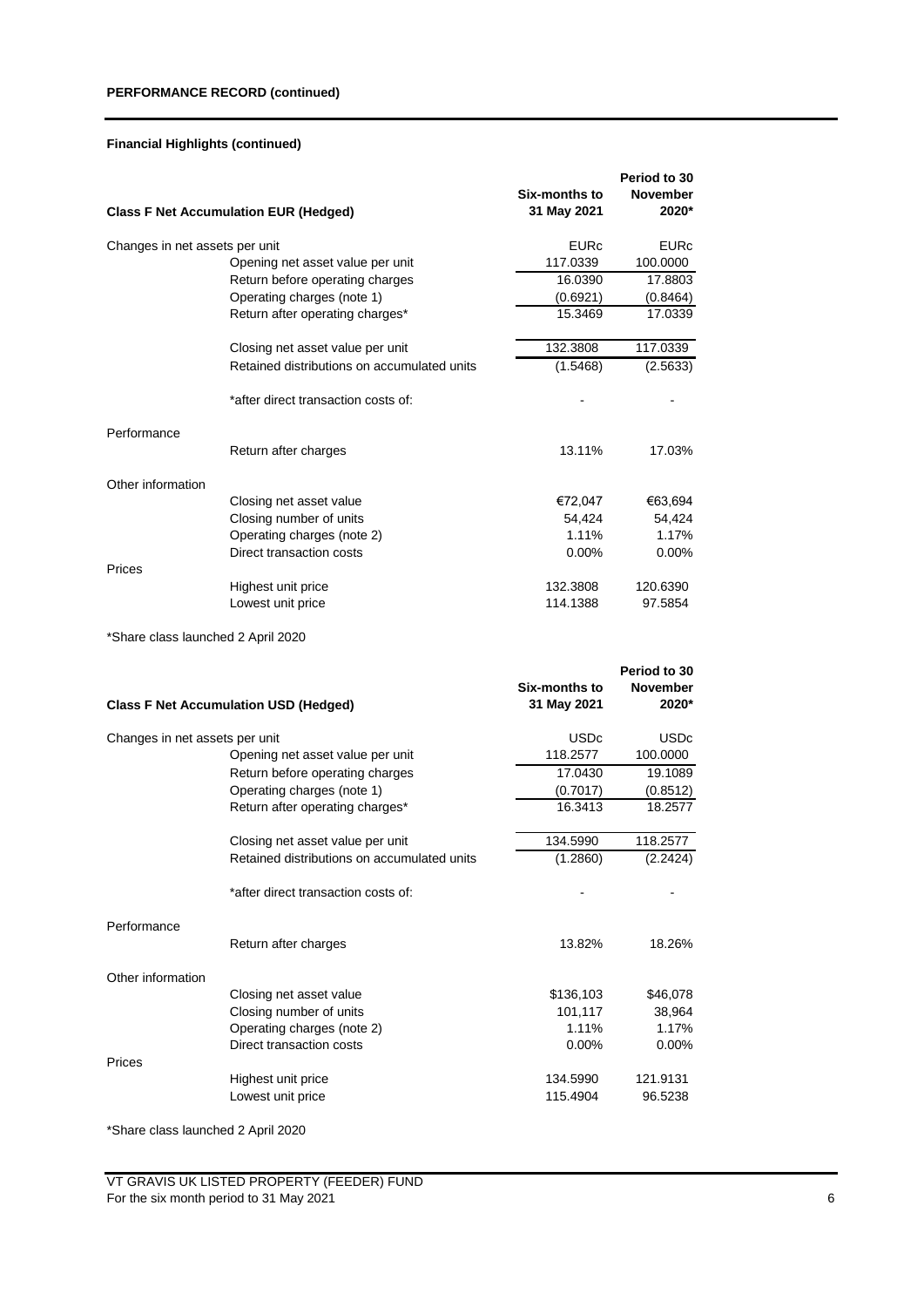## PERFORMANCE RECORD (continued)

### Financial Highlights (continued)

| Class F Net Accumulation EUR (Hedged) | | Six-months to 31 May 2021 | Period to 30 November 2020* |
|---|---|---|---|
| Changes in net assets per unit | | EURc | EURc |
| | Opening net asset value per unit | 117.0339 | 100.0000 |
| | Return before operating charges | 16.0390 | 17.8803 |
| | Operating charges (note 1) | (0.6921) | (0.8464) |
| | Return after operating charges* | 15.3469 | 17.0339 |
| | Closing net asset value per unit | 132.3808 | 117.0339 |
| | Retained distributions on accumulated units | (1.5468) | (2.5633) |
| | *after direct transaction costs of: | - | - |
| Performance | | | |
| | Return after charges | 13.11% | 17.03% |
| Other information | | | |
| | Closing net asset value | €72,047 | €63,694 |
| | Closing number of units | 54,424 | 54,424 |
| | Operating charges (note 2) | 1.11% | 1.17% |
| | Direct transaction costs | 0.00% | 0.00% |
| Prices | | | |
| | Highest unit price | 132.3808 | 120.6390 |
| | Lowest unit price | 114.1388 | 97.5854 |

*Share class launched 2 April 2020

| Class F Net Accumulation USD (Hedged) | | Six-months to 31 May 2021 | Period to 30 November 2020* |
|---|---|---|---|
| Changes in net assets per unit | | USDc | USDc |
| | Opening net asset value per unit | 118.2577 | 100.0000 |
| | Return before operating charges | 17.0430 | 19.1089 |
| | Operating charges (note 1) | (0.7017) | (0.8512) |
| | Return after operating charges* | 16.3413 | 18.2577 |
| | Closing net asset value per unit | 134.5990 | 118.2577 |
| | Retained distributions on accumulated units | (1.2860) | (2.2424) |
| | *after direct transaction costs of: | - | - |
| Performance | | | |
| | Return after charges | 13.82% | 18.26% |
| Other information | | | |
| | Closing net asset value | $136,103 | $46,078 |
| | Closing number of units | 101,117 | 38,964 |
| | Operating charges (note 2) | 1.11% | 1.17% |
| | Direct transaction costs | 0.00% | 0.00% |
| Prices | | | |
| | Highest unit price | 134.5990 | 121.9131 |
| | Lowest unit price | 115.4904 | 96.5238 |

*Share class launched 2 April 2020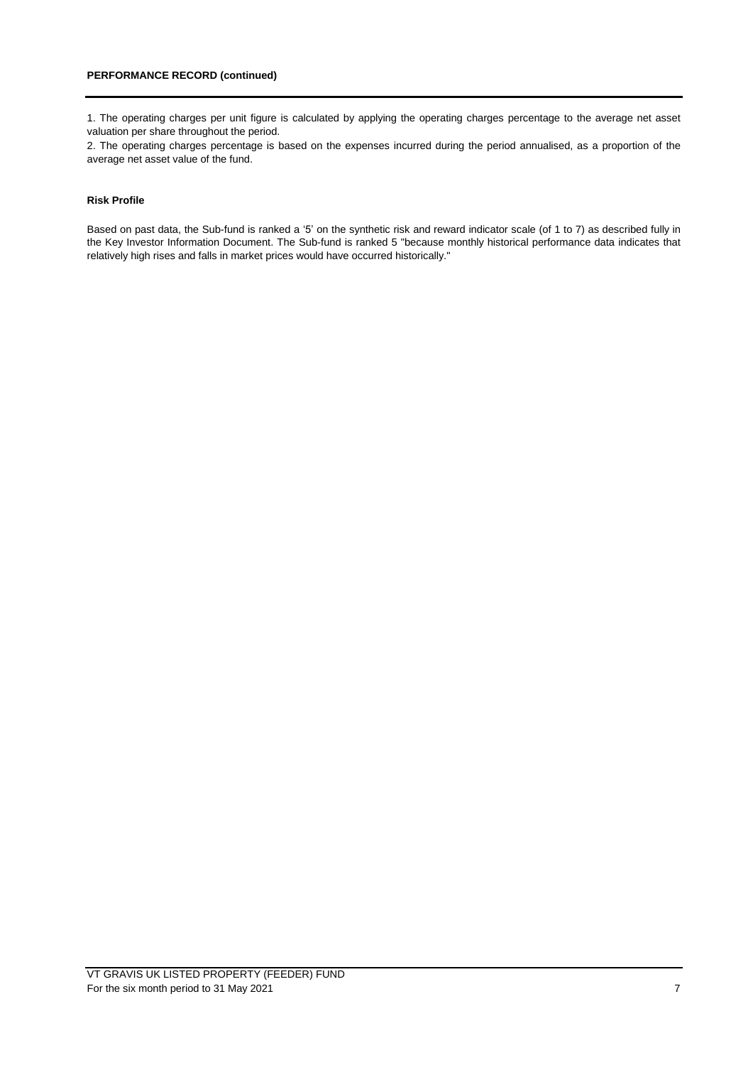**PERFORMANCE RECORD (continued)**

1. The operating charges per unit figure is calculated by applying the operating charges percentage to the average net asset valuation per share throughout the period.
2. The operating charges percentage is based on the expenses incurred during the period annualised, as a proportion of the average net asset value of the fund.

**Risk Profile**

Based on past data, the Sub-fund is ranked a '5' on the synthetic risk and reward indicator scale (of 1 to 7) as described fully in the Key Investor Information Document. The Sub-fund is ranked 5 "because monthly historical performance data indicates that relatively high rises and falls in market prices would have occurred historically."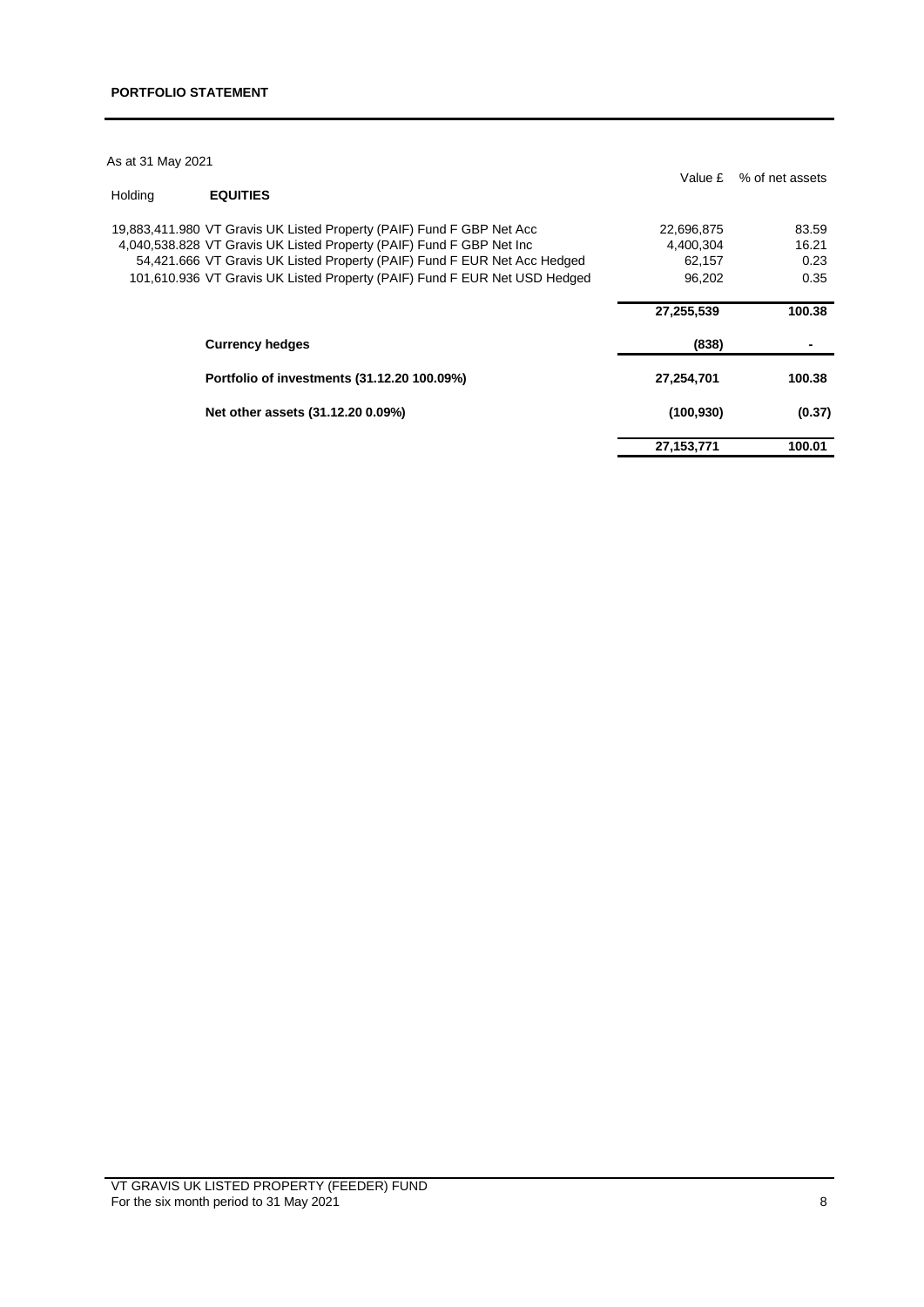**PORTFOLIO STATEMENT**

As at 31 May 2021

| Holding | EQUITIES | Value £ | % of net assets |
|---|---|---|---|
| 19,883,411.980 | VT Gravis UK Listed Property (PAIF) Fund F GBP Net Acc | 22,696,875 | 83.59 |
| 4,040,538.828 | VT Gravis UK Listed Property (PAIF) Fund F GBP Net Inc | 4,400,304 | 16.21 |
| 54,421.666 | VT Gravis UK Listed Property (PAIF) Fund F EUR Net Acc Hedged | 62,157 | 0.23 |
| 101,610.936 | VT Gravis UK Listed Property (PAIF) Fund F EUR Net USD Hedged | 96,202 | 0.35 |
| | | **27,255,539** | **100.38** |
| | **Currency hedges** | **(838)** | **-** |
| | **Portfolio of investments (31.12.20 100.09%)** | **27,254,701** | **100.38** |
| | **Net other assets (31.12.20 0.09%)** | **(100,930)** | **(0.37)** |
| | | **27,153,771** | **100.01** |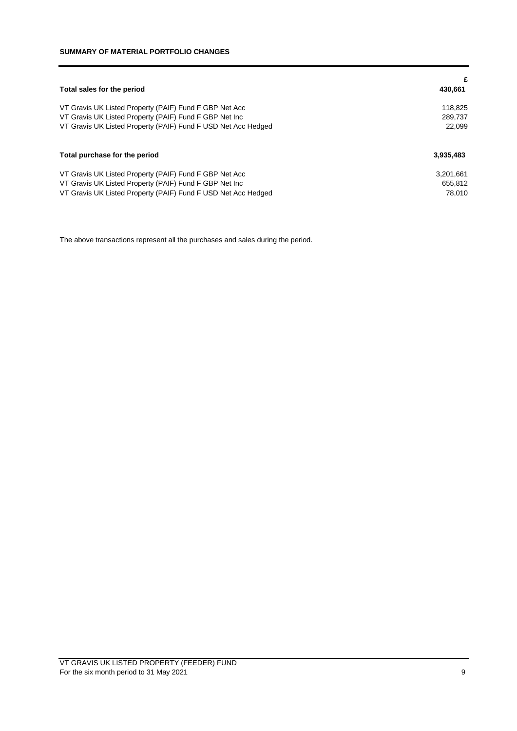## SUMMARY OF MATERIAL PORTFOLIO CHANGES

| | £ |
|---|---|
| **Total sales for the period** | **430,661** |
| VT Gravis UK Listed Property (PAIF) Fund F GBP Net Acc | 118,825 |
| VT Gravis UK Listed Property (PAIF) Fund F GBP Net Inc | 289,737 |
| VT Gravis UK Listed Property (PAIF) Fund F USD Net Acc Hedged | 22,099 |
| | |
| **Total purchase for the period** | **3,935,483** |
| VT Gravis UK Listed Property (PAIF) Fund F GBP Net Acc | 3,201,661 |
| VT Gravis UK Listed Property (PAIF) Fund F GBP Net Inc | 655,812 |
| VT Gravis UK Listed Property (PAIF) Fund F USD Net Acc Hedged | 78,010 |

The above transactions represent all the purchases and sales during the period.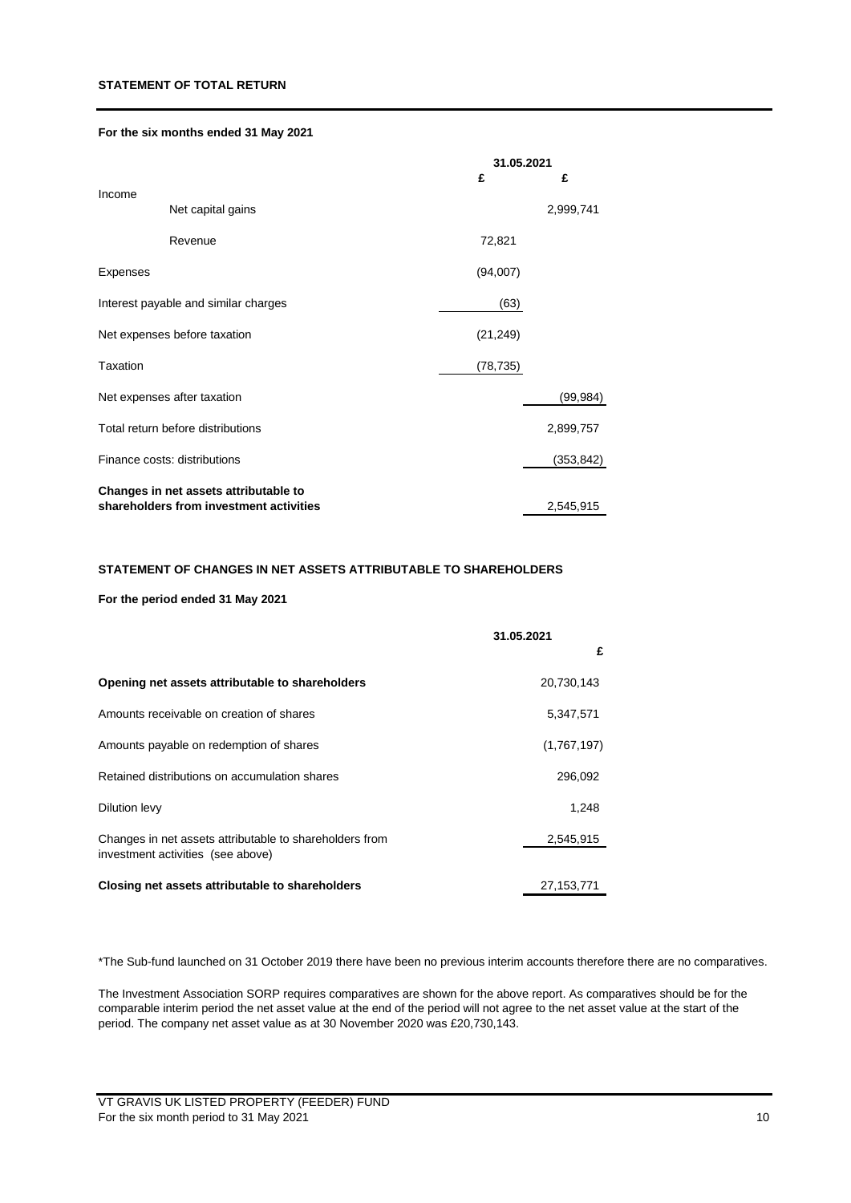## STATEMENT OF TOTAL RETURN

**For the six months ended 31 May 2021**

| | 31.05.2021 | |
|---|---|---|
| | £ | £ |
| Income | | |
| Net capital gains | | 2,999,741 |
| Revenue | 72,821 | |
| Expenses | (94,007) | |
| Interest payable and similar charges | (63) | |
| Net expenses before taxation | (21,249) | |
| Taxation | (78,735) | |
| Net expenses after taxation | | (99,984) |
| Total return before distributions | | 2,899,757 |
| Finance costs: distributions | | (353,842) |
| **Changes in net assets attributable to shareholders from investment activities** | | 2,545,915 |

## STATEMENT OF CHANGES IN NET ASSETS ATTRIBUTABLE TO SHAREHOLDERS

**For the period ended 31 May 2021**

| | 31.05.2021 |
|---|---|
| | £ |
| **Opening net assets attributable to shareholders** | 20,730,143 |
| Amounts receivable on creation of shares | 5,347,571 |
| Amounts payable on redemption of shares | (1,767,197) |
| Retained distributions on accumulation shares | 296,092 |
| Dilution levy | 1,248 |
| Changes in net assets attributable to shareholders from investment activities (see above) | 2,545,915 |
| **Closing net assets attributable to shareholders** | 27,153,771 |

*The Sub-fund launched on 31 October 2019 there have been no previous interim accounts therefore there are no comparatives.

The Investment Association SORP requires comparatives are shown for the above report. As comparatives should be for the comparable interim period the net asset value at the end of the period will not agree to the net asset value at the start of the period. The company net asset value as at 30 November 2020 was £20,730,143.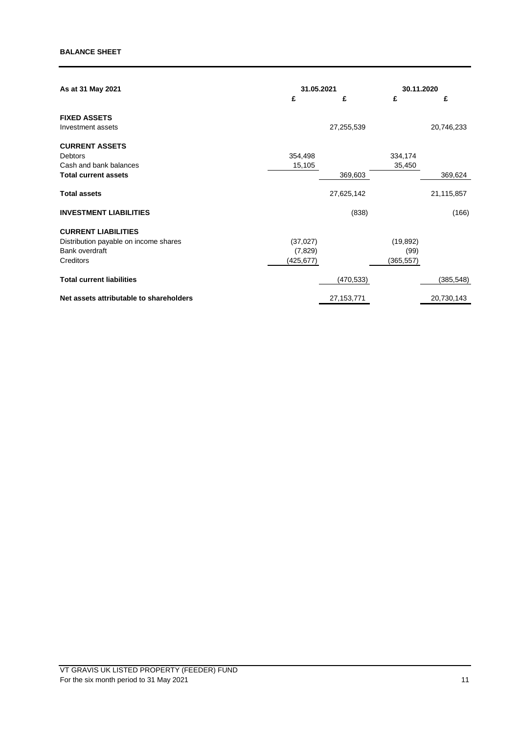**BALANCE SHEET**

| As at 31 May 2021 | 31.05.2021 | | 30.11.2020 | |
|---|---|---|---|---|
| | £ | £ | £ | £ |
| **FIXED ASSETS** | | | | |
| Investment assets | | 27,255,539 | | 20,746,233 |
| **CURRENT ASSETS** | | | | |
| Debtors | 354,498 | | 334,174 | |
| Cash and bank balances | 15,105 | | 35,450 | |
| **Total current assets** | | 369,603 | | 369,624 |
| **Total assets** | | 27,625,142 | | 21,115,857 |
| **INVESTMENT LIABILITIES** | | (838) | | (166) |
| **CURRENT LIABILITIES** | | | | |
| Distribution payable on income shares | (37,027) | | (19,892) | |
| Bank overdraft | (7,829) | | (99) | |
| Creditors | (425,677) | | (365,557) | |
| **Total current liabilities** | | (470,533) | | (385,548) |
| **Net assets attributable to shareholders** | | 27,153,771 | | 20,730,143 |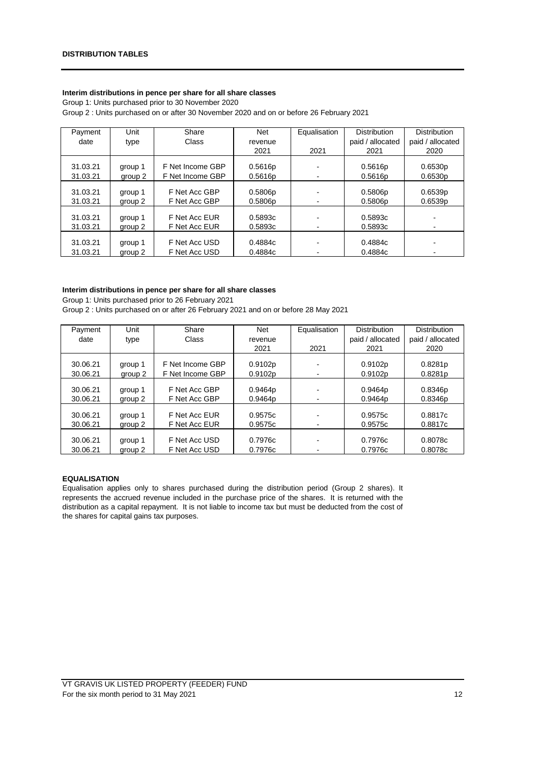**DISTRIBUTION TABLES**

**Interim distributions in pence per share for all share classes**

Group 1: Units purchased prior to 30 November 2020

Group 2 : Units purchased on or after 30 November 2020 and on or before 26 February 2021

| Payment date | Unit type | Share Class | Net revenue 2021 | Equalisation 2021 | Distribution paid / allocated 2021 | Distribution paid / allocated 2020 |
|---|---|---|---|---|---|---|
| 31.03.21 | group 1 | F Net Income GBP | 0.5616p | - | 0.5616p | 0.6530p |
| 31.03.21 | group 2 | F Net Income GBP | 0.5616p | - | 0.5616p | 0.6530p |
| 31.03.21 | group 1 | F Net Acc GBP | 0.5806p | - | 0.5806p | 0.6539p |
| 31.03.21 | group 2 | F Net Acc GBP | 0.5806p | - | 0.5806p | 0.6539p |
| 31.03.21 | group 1 | F Net Acc EUR | 0.5893c | - | 0.5893c | - |
| 31.03.21 | group 2 | F Net Acc EUR | 0.5893c | - | 0.5893c | - |
| 31.03.21 | group 1 | F Net Acc USD | 0.4884c | - | 0.4884c | - |
| 31.03.21 | group 2 | F Net Acc USD | 0.4884c | - | 0.4884c | - |

**Interim distributions in pence per share for all share classes**

Group 1: Units purchased prior to 26 February 2021

Group 2 : Units purchased on or after 26 February 2021 and on or before 28 May 2021

| Payment date | Unit type | Share Class | Net revenue 2021 | Equalisation 2021 | Distribution paid / allocated 2021 | Distribution paid / allocated 2020 |
|---|---|---|---|---|---|---|
| 30.06.21 | group 1 | F Net Income GBP | 0.9102p | - | 0.9102p | 0.8281p |
| 30.06.21 | group 2 | F Net Income GBP | 0.9102p | - | 0.9102p | 0.8281p |
| 30.06.21 | group 1 | F Net Acc GBP | 0.9464p | - | 0.9464p | 0.8346p |
| 30.06.21 | group 2 | F Net Acc GBP | 0.9464p | - | 0.9464p | 0.8346p |
| 30.06.21 | group 1 | F Net Acc EUR | 0.9575c | - | 0.9575c | 0.8817c |
| 30.06.21 | group 2 | F Net Acc EUR | 0.9575c | - | 0.9575c | 0.8817c |
| 30.06.21 | group 1 | F Net Acc USD | 0.7976c | - | 0.7976c | 0.8078c |
| 30.06.21 | group 2 | F Net Acc USD | 0.7976c | - | 0.7976c | 0.8078c |

**EQUALISATION**

Equalisation applies only to shares purchased during the distribution period (Group 2 shares). It represents the accrued revenue included in the purchase price of the shares. It is returned with the distribution as a capital repayment. It is not liable to income tax but must be deducted from the cost of the shares for capital gains tax purposes.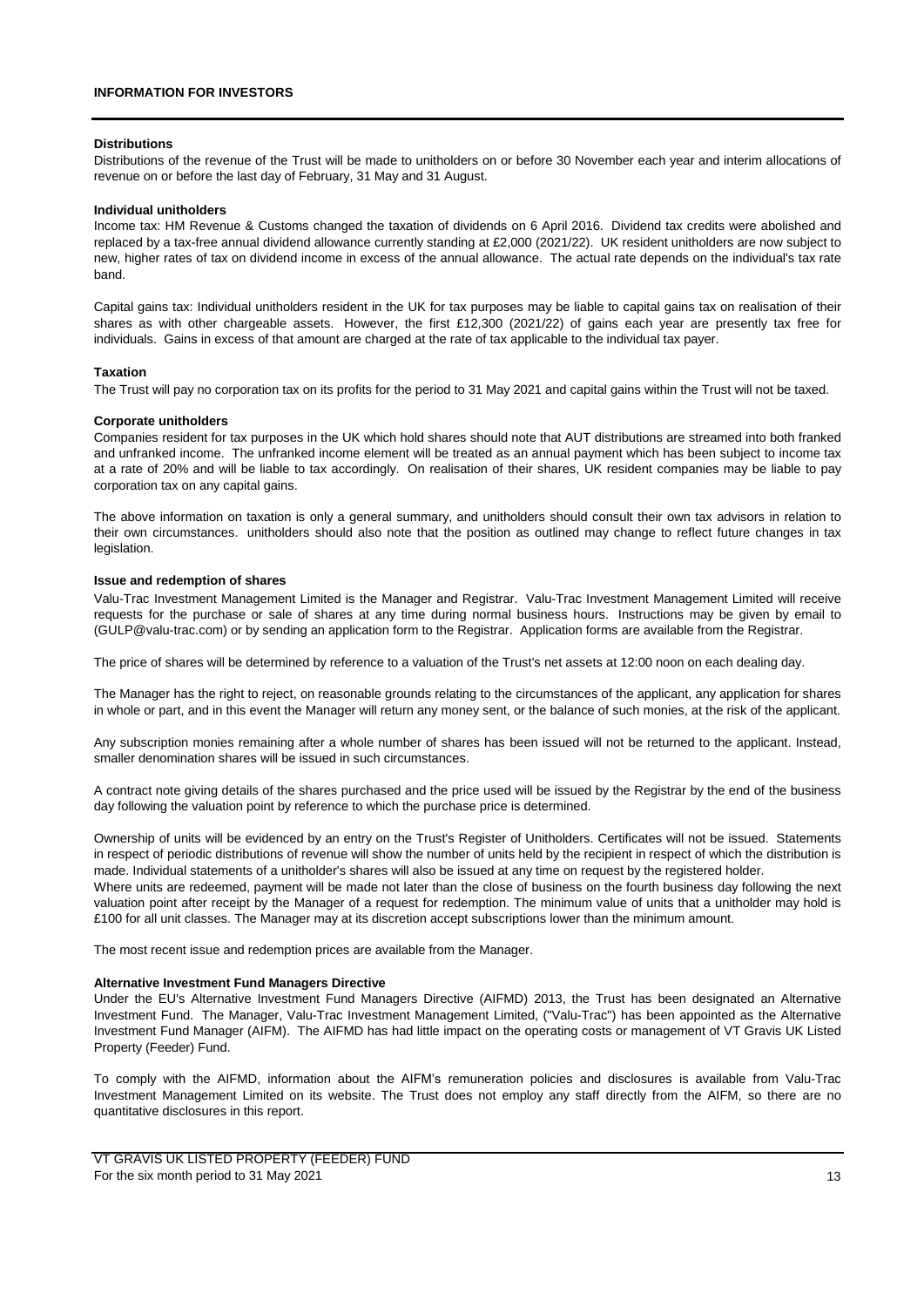# INFORMATION FOR INVESTORS

**Distributions**

Distributions of the revenue of the Trust will be made to unitholders on or before 30 November each year and interim allocations of revenue on or before the last day of February, 31 May and 31 August.

**Individual unitholders**

Income tax: HM Revenue & Customs changed the taxation of dividends on 6 April 2016. Dividend tax credits were abolished and replaced by a tax-free annual dividend allowance currently standing at £2,000 (2021/22). UK resident unitholders are now subject to new, higher rates of tax on dividend income in excess of the annual allowance. The actual rate depends on the individual's tax rate band.

Capital gains tax: Individual unitholders resident in the UK for tax purposes may be liable to capital gains tax on realisation of their shares as with other chargeable assets. However, the first £12,300 (2021/22) of gains each year are presently tax free for individuals. Gains in excess of that amount are charged at the rate of tax applicable to the individual tax payer.

**Taxation**

The Trust will pay no corporation tax on its profits for the period to 31 May 2021 and capital gains within the Trust will not be taxed.

**Corporate unitholders**

Companies resident for tax purposes in the UK which hold shares should note that AUT distributions are streamed into both franked and unfranked income. The unfranked income element will be treated as an annual payment which has been subject to income tax at a rate of 20% and will be liable to tax accordingly. On realisation of their shares, UK resident companies may be liable to pay corporation tax on any capital gains.

The above information on taxation is only a general summary, and unitholders should consult their own tax advisors in relation to their own circumstances. unitholders should also note that the position as outlined may change to reflect future changes in tax legislation.

**Issue and redemption of shares**

Valu-Trac Investment Management Limited is the Manager and Registrar. Valu-Trac Investment Management Limited will receive requests for the purchase or sale of shares at any time during normal business hours. Instructions may be given by email to (GULP@valu-trac.com) or by sending an application form to the Registrar. Application forms are available from the Registrar.

The price of shares will be determined by reference to a valuation of the Trust's net assets at 12:00 noon on each dealing day.

The Manager has the right to reject, on reasonable grounds relating to the circumstances of the applicant, any application for shares in whole or part, and in this event the Manager will return any money sent, or the balance of such monies, at the risk of the applicant.

Any subscription monies remaining after a whole number of shares has been issued will not be returned to the applicant. Instead, smaller denomination shares will be issued in such circumstances.

A contract note giving details of the shares purchased and the price used will be issued by the Registrar by the end of the business day following the valuation point by reference to which the purchase price is determined.

Ownership of units will be evidenced by an entry on the Trust's Register of Unitholders. Certificates will not be issued. Statements in respect of periodic distributions of revenue will show the number of units held by the recipient in respect of which the distribution is made. Individual statements of a unitholder's shares will also be issued at any time on request by the registered holder.
Where units are redeemed, payment will be made not later than the close of business on the fourth business day following the next valuation point after receipt by the Manager of a request for redemption. The minimum value of units that a unitholder may hold is £100 for all unit classes. The Manager may at its discretion accept subscriptions lower than the minimum amount.

The most recent issue and redemption prices are available from the Manager.

**Alternative Investment Fund Managers Directive**

Under the EU's Alternative Investment Fund Managers Directive (AIFMD) 2013, the Trust has been designated an Alternative Investment Fund. The Manager, Valu-Trac Investment Management Limited, ("Valu-Trac") has been appointed as the Alternative Investment Fund Manager (AIFM). The AIFMD has had little impact on the operating costs or management of VT Gravis UK Listed Property (Feeder) Fund.

To comply with the AIFMD, information about the AIFM's remuneration policies and disclosures is available from Valu-Trac Investment Management Limited on its website. The Trust does not employ any staff directly from the AIFM, so there are no quantitative disclosures in this report.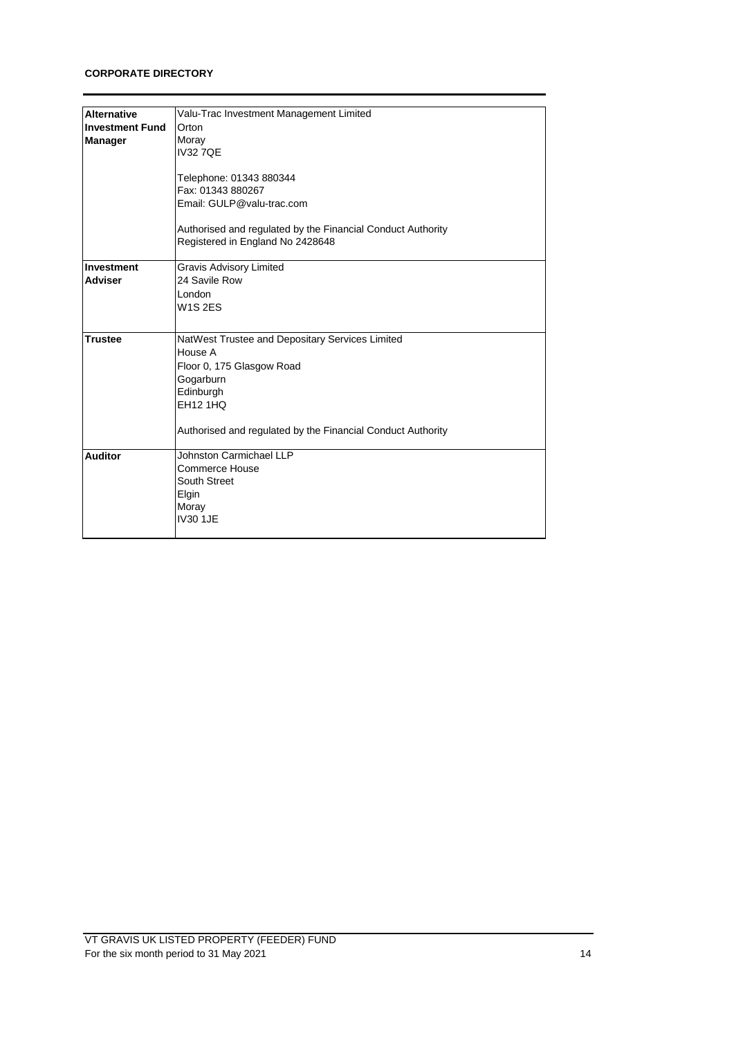## CORPORATE DIRECTORY

| | |
|---|---|
| **Alternative Investment Fund Manager** | Valu-Trac Investment Management Limited<br>Orton<br>Moray<br>IV32 7QE<br><br>Telephone: 01343 880344<br>Fax: 01343 880267<br>Email: GULP@valu-trac.com<br><br>Authorised and regulated by the Financial Conduct Authority<br>Registered in England No 2428648 |
| **Investment Adviser** | Gravis Advisory Limited<br>24 Savile Row<br>London<br>W1S 2ES |
| **Trustee** | NatWest Trustee and Depositary Services Limited<br>House A<br>Floor 0, 175 Glasgow Road<br>Gogarburn<br>Edinburgh<br>EH12 1HQ<br><br>Authorised and regulated by the Financial Conduct Authority |
| **Auditor** | Johnston Carmichael LLP<br>Commerce House<br>South Street<br>Elgin<br>Moray<br>IV30 1JE |